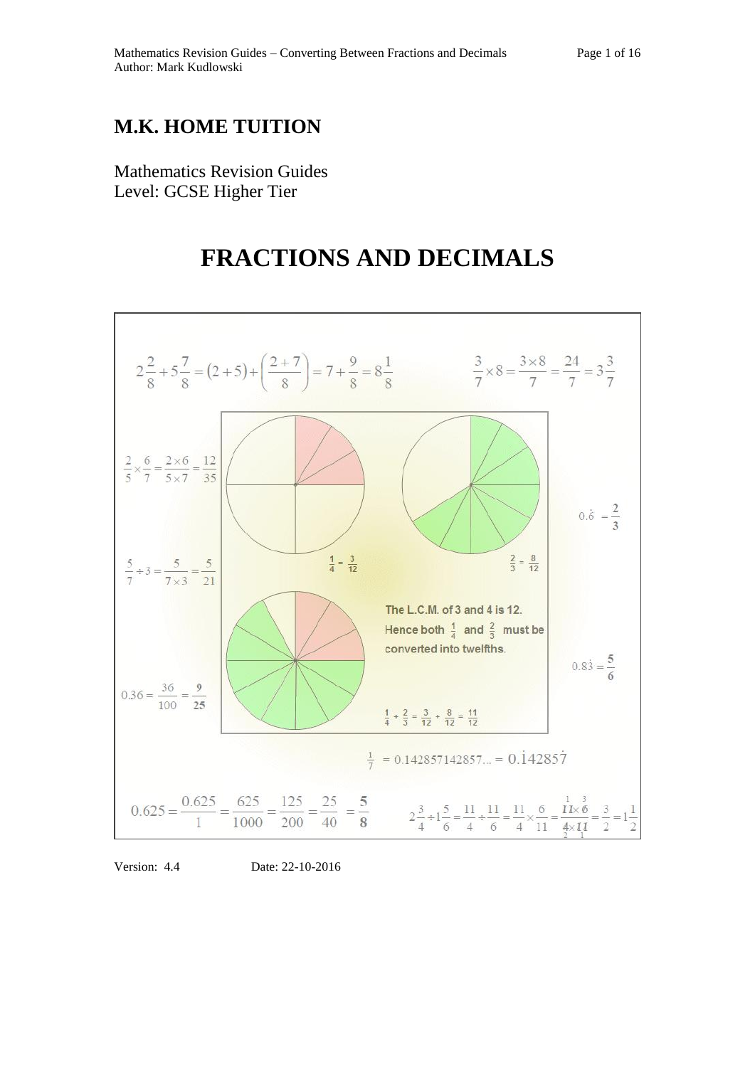# M.K. HOME TUITION

Mathematics Revision Guides
Level: GCSE Higher Tier

# FRACTIONS AND DECIMALS

$$2\frac{2}{8}+5\frac{7}{8}=(2+5)+\left(\frac{2+7}{8}\right)=7+\frac{9}{8}=8\frac{1}{8}$$

$$\frac{3}{7}\times 8=\frac{3\times 8}{7}=\frac{24}{7}=3\frac{3}{7}$$

$$\frac{2}{5}\times\frac{6}{7}=\frac{2\times 6}{5\times 7}=\frac{12}{35}$$

$$0.\dot{6}=\frac{2}{3}$$

$$\frac{5}{7}\div 3=\frac{5}{7\times 3}=\frac{5}{21}$$

$\frac{1}{4}=\frac{3}{12}$ $\frac{2}{3}=\frac{8}{12}$

The L.C.M. of 3 and 4 is 12.
Hence both $\frac{1}{4}$ and $\frac{2}{3}$ must be converted into twelfths.

$$0.8\dot{3}=\frac{5}{6}$$

$$0.36=\frac{36}{100}=\frac{9}{25}$$

$$\frac{1}{4}+\frac{2}{3}=\frac{3}{12}+\frac{8}{12}=\frac{11}{12}$$

$$\frac{1}{7}=0.142857142857...=0.\dot{1}4285\dot{7}$$

$$0.625=\frac{0.625}{1}=\frac{625}{1000}=\frac{125}{200}=\frac{25}{40}=\frac{5}{8}$$

$$2\frac{3}{4}\div 1\frac{5}{6}=\frac{11}{4}\div\frac{11}{6}=\frac{11}{4}\times\frac{6}{11}=\frac{11\times 6}{4\times 11}=\frac{3}{2}=1\frac{1}{2}$$

Version: 4.4 Date: 22-10-2016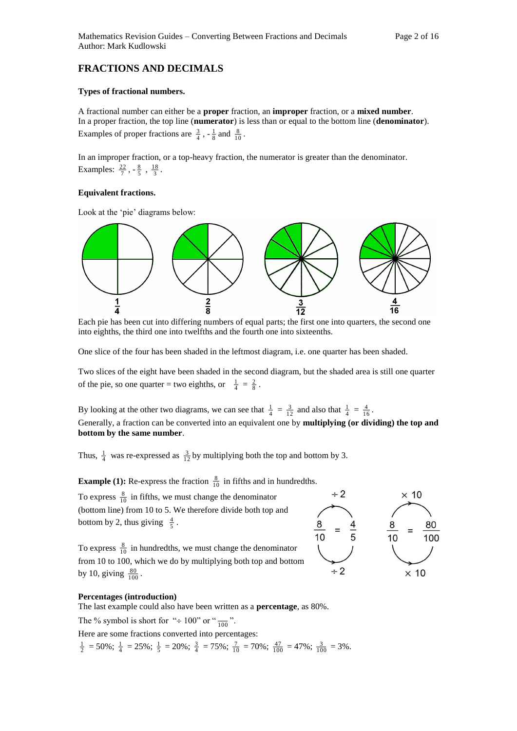## FRACTIONS AND DECIMALS

**Types of fractional numbers.**

A fractional number can either be a **proper** fraction, an **improper** fraction, or a **mixed number**. In a proper fraction, the top line (**numerator**) is less than or equal to the bottom line (**denominator**). Examples of proper fractions are $\frac{3}{4}$, $-\frac{1}{8}$ and $\frac{8}{10}$.

In an improper fraction, or a top-heavy fraction, the numerator is greater than the denominator. Examples: $\frac{22}{7}$, $-\frac{8}{5}$, $\frac{18}{3}$.

**Equivalent fractions.**

Look at the 'pie' diagrams below:

$\frac{1}{4}$ $\quad$ $\frac{2}{8}$ $\quad$ $\frac{3}{12}$ $\quad$ $\frac{4}{16}$

Each pie has been cut into differing numbers of equal parts; the first one into quarters, the second one into eighths, the third one into twelfths and the fourth one into sixteenths.

One slice of the four has been shaded in the leftmost diagram, i.e. one quarter has been shaded.

Two slices of the eight have been shaded in the second diagram, but the shaded area is still one quarter of the pie, so one quarter = two eighths, or $\frac{1}{4} = \frac{2}{8}$.

By looking at the other two diagrams, we can see that $\frac{1}{4} = \frac{3}{12}$ and also that $\frac{1}{4} = \frac{4}{16}$.
Generally, a fraction can be converted into an equivalent one by **multiplying (or dividing) the top and bottom by the same number**.

Thus, $\frac{1}{4}$ was re-expressed as $\frac{3}{12}$ by multiplying both the top and bottom by 3.

**Example (1):** Re-express the fraction $\frac{8}{10}$ in fifths and in hundredths.

To express $\frac{8}{10}$ in fifths, we must change the denominator (bottom line) from 10 to 5. We therefore divide both top and bottom by 2, thus giving $\frac{4}{5}$.

To express $\frac{8}{10}$ in hundredths, we must change the denominator from 10 to 100, which we do by multiplying both top and bottom by 10, giving $\frac{80}{100}$.

$$\frac{8}{10} \overset{\div 2}{=} \frac{4}{5} \qquad \frac{8}{10} \overset{\times 10}{=} \frac{80}{100}$$

**Percentages (introduction)**

The last example could also have been written as a **percentage**, as 80%.

The % symbol is short for "÷ 100" or "$\frac{}{100}$".

Here are some fractions converted into percentages:

$\frac{1}{2}$ = 50%; $\frac{1}{4}$ = 25%; $\frac{1}{5}$ = 20%; $\frac{3}{4}$ = 75%; $\frac{7}{10}$ = 70%; $\frac{47}{100}$ = 47%; $\frac{3}{100}$ = 3%.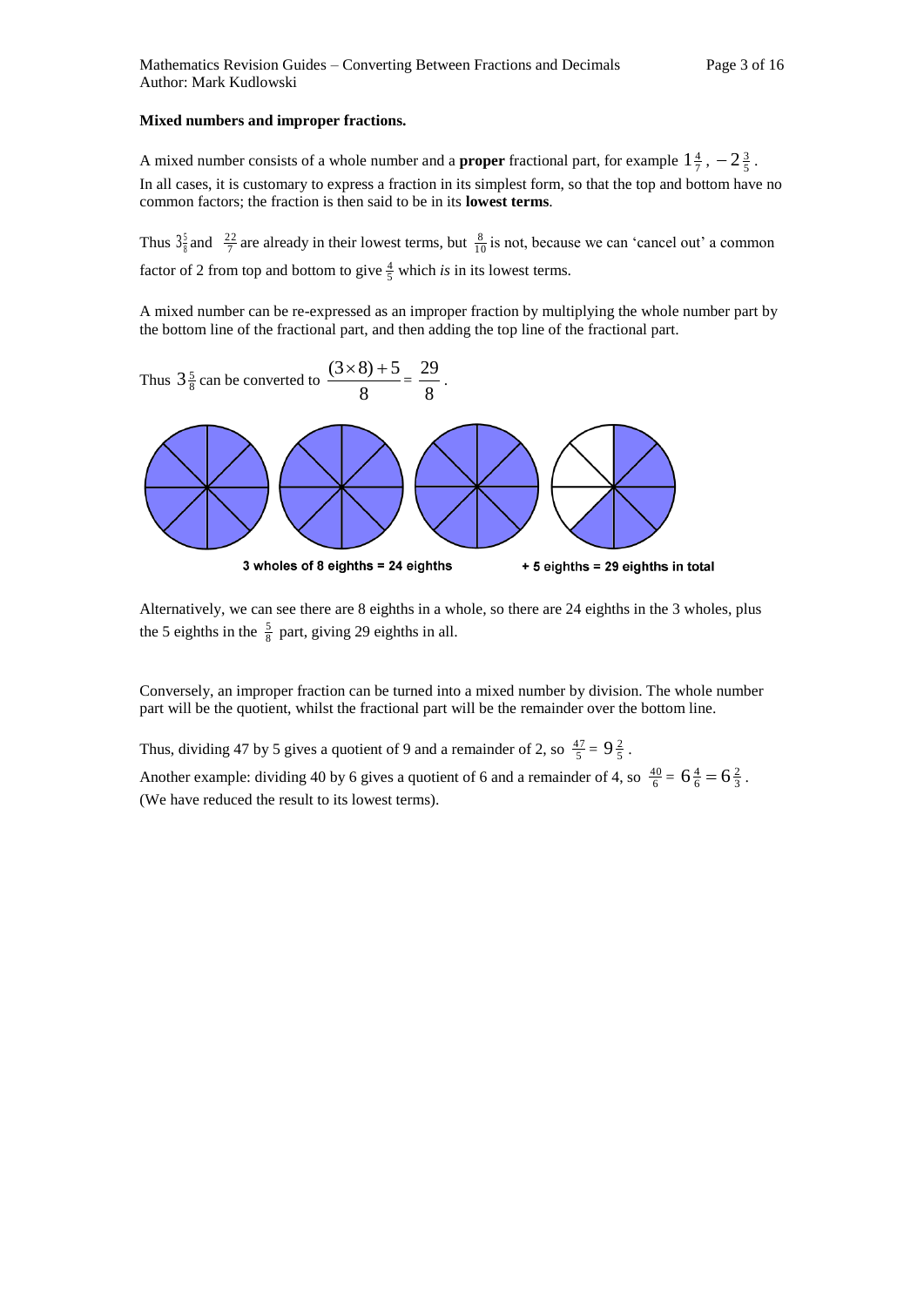**Mixed numbers and improper fractions.**

A mixed number consists of a whole number and a **proper** fractional part, for example $1\frac{4}{7}$, $-2\frac{3}{5}$.
In all cases, it is customary to express a fraction in its simplest form, so that the top and bottom have no common factors; the fraction is then said to be in its **lowest terms**.

Thus $3\frac{5}{8}$ and $\frac{22}{7}$ are already in their lowest terms, but $\frac{8}{10}$ is not, because we can 'cancel out' a common factor of 2 from top and bottom to give $\frac{4}{5}$ which *is* in its lowest terms.

A mixed number can be re-expressed as an improper fraction by multiplying the whole number part by the bottom line of the fractional part, and then adding the top line of the fractional part.

Thus $3\frac{5}{8}$ can be converted to $\frac{(3\times 8)+5}{8} = \frac{29}{8}$.

3 wholes of 8 eighths = 24 eighths + 5 eighths = 29 eighths in total

Alternatively, we can see there are 8 eighths in a whole, so there are 24 eighths in the 3 wholes, plus the 5 eighths in the $\frac{5}{8}$ part, giving 29 eighths in all.

Conversely, an improper fraction can be turned into a mixed number by division. The whole number part will be the quotient, whilst the fractional part will be the remainder over the bottom line.

Thus, dividing 47 by 5 gives a quotient of 9 and a remainder of 2, so $\frac{47}{5} = 9\frac{2}{5}$.
Another example: dividing 40 by 6 gives a quotient of 6 and a remainder of 4, so $\frac{40}{6} = 6\frac{4}{6} = 6\frac{2}{3}$.
(We have reduced the result to its lowest terms).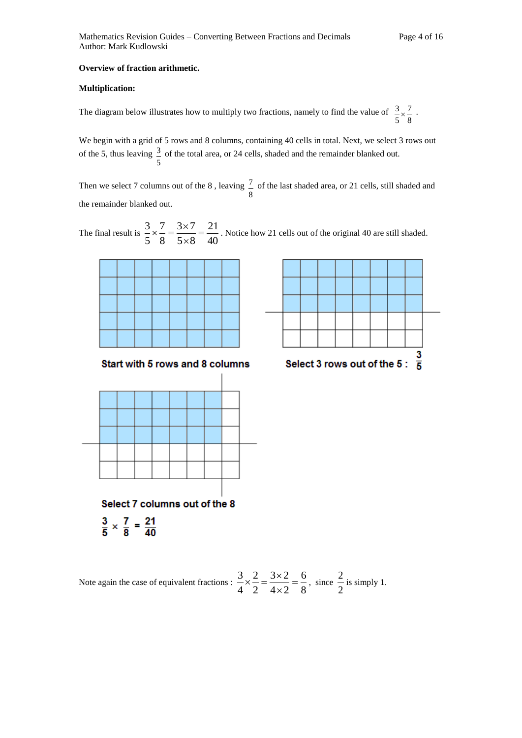**Overview of fraction arithmetic.**

**Multiplication:**

The diagram below illustrates how to multiply two fractions, namely to find the value of $\frac{3}{5} \times \frac{7}{8}$.

We begin with a grid of 5 rows and 8 columns, containing 40 cells in total. Next, we select 3 rows out of the 5, thus leaving $\frac{3}{5}$ of the total area, or 24 cells, shaded and the remainder blanked out.

Then we select 7 columns out of the 8 , leaving $\frac{7}{8}$ of the last shaded area, or 21 cells, still shaded and the remainder blanked out.

The final result is $\frac{3}{5} \times \frac{7}{8} = \frac{3 \times 7}{5 \times 8} = \frac{21}{40}$. Notice how 21 cells out of the original 40 are still shaded.

**Start with 5 rows and 8 columns**

**Select 3 rows out of the 5 :** $\frac{3}{5}$

**Select 7 columns out of the 8**

$\frac{3}{5} \times \frac{7}{8} = \frac{21}{40}$

Note again the case of equivalent fractions : $\frac{3}{4} \times \frac{2}{2} = \frac{3 \times 2}{4 \times 2} = \frac{6}{8}$, since $\frac{2}{2}$ is simply 1.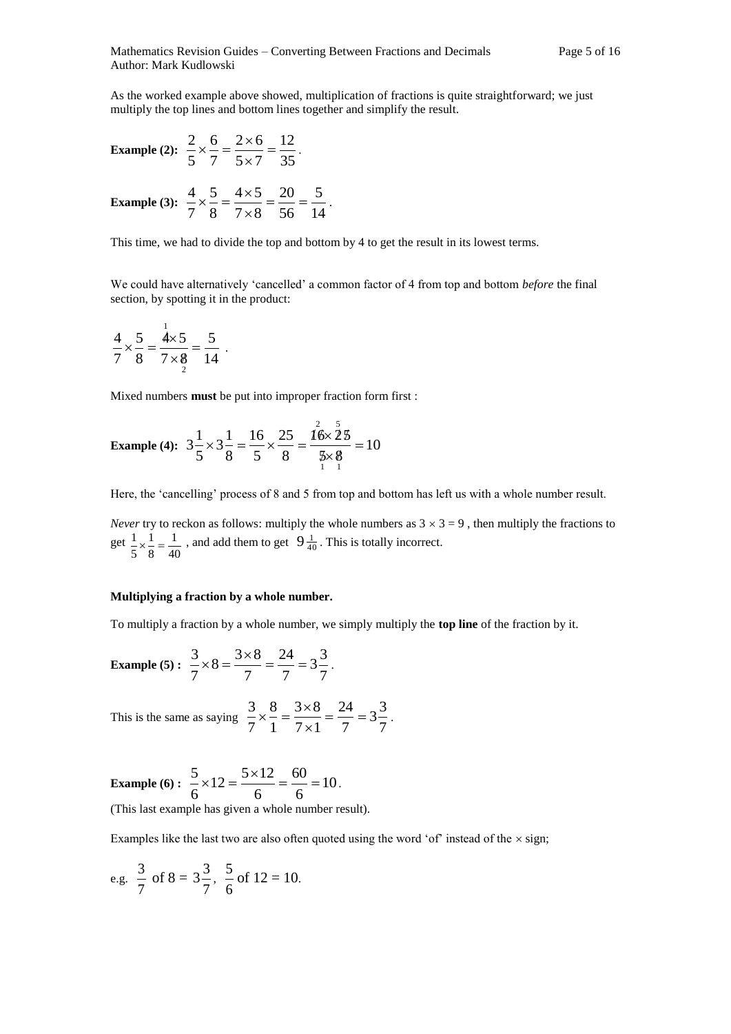As the worked example above showed, multiplication of fractions is quite straightforward; we just multiply the top lines and bottom lines together and simplify the result.

**Example (2):** $\frac{2}{5} \times \frac{6}{7} = \frac{2 \times 6}{5 \times 7} = \frac{12}{35}$.

**Example (3):** $\frac{4}{7} \times \frac{5}{8} = \frac{4 \times 5}{7 \times 8} = \frac{20}{56} = \frac{5}{14}$.

This time, we had to divide the top and bottom by 4 to get the result in its lowest terms.

We could have alternatively 'cancelled' a common factor of 4 from top and bottom *before* the final section, by spotting it in the product:

$$\frac{4}{7} \times \frac{5}{8} = \frac{\overset{1}{\cancel{4}} \times 5}{7 \times \underset{2}{\cancel{8}}} = \frac{5}{14} \; .$$

Mixed numbers **must** be put into improper fraction form first :

**Example (4):** $3\frac{1}{5} \times 3\frac{1}{8} = \frac{16}{5} \times \frac{25}{8} = \frac{\overset{2}{\cancel{16}} \times \overset{5}{\cancel{25}}}{\underset{1}{\cancel{5}} \times \underset{1}{\cancel{8}}} = 10$

Here, the 'cancelling' process of 8 and 5 from top and bottom has left us with a whole number result.

*Never* try to reckon as follows: multiply the whole numbers as $3 \times 3 = 9$ , then multiply the fractions to get $\frac{1}{5} \times \frac{1}{8} = \frac{1}{40}$ , and add them to get $9\frac{1}{40}$. This is totally incorrect.

**Multiplying a fraction by a whole number.**

To multiply a fraction by a whole number, we simply multiply the **top line** of the fraction by it.

**Example (5) :** $\frac{3}{7} \times 8 = \frac{3 \times 8}{7} = \frac{24}{7} = 3\frac{3}{7}$.

This is the same as saying $\frac{3}{7} \times \frac{8}{1} = \frac{3 \times 8}{7 \times 1} = \frac{24}{7} = 3\frac{3}{7}$.

**Example (6) :** $\frac{5}{6} \times 12 = \frac{5 \times 12}{6} = \frac{60}{6} = 10$.
(This last example has given a whole number result).

Examples like the last two are also often quoted using the word 'of' instead of the $\times$ sign;

e.g. $\frac{3}{7}$ of 8 = $3\frac{3}{7}$, $\frac{5}{6}$ of 12 = 10.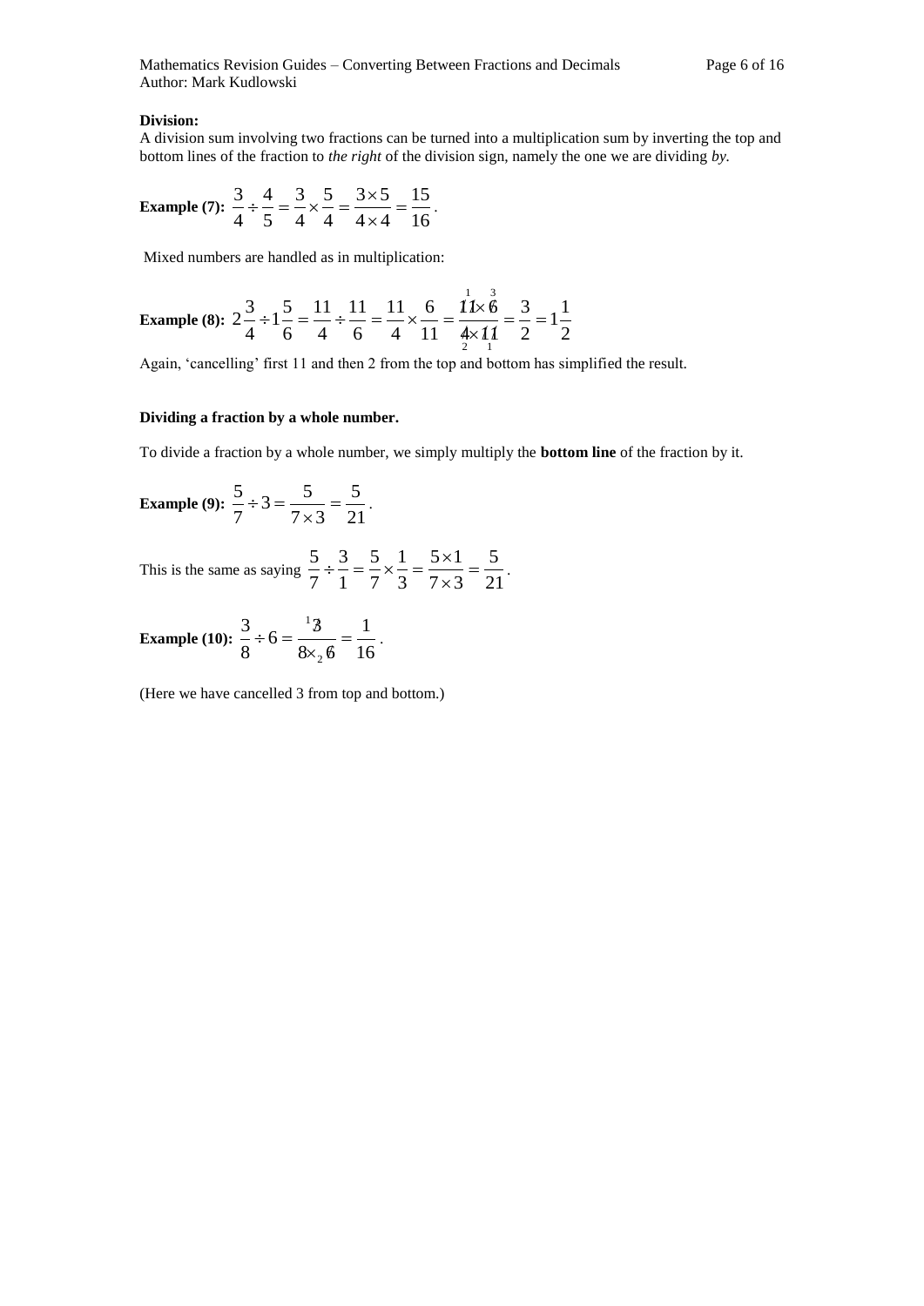**Division:**
A division sum involving two fractions can be turned into a multiplication sum by inverting the top and bottom lines of the fraction to *the right* of the division sign, namely the one we are dividing *by.*

**Example (7):** $\frac{3}{4} \div \frac{4}{5} = \frac{3}{4} \times \frac{5}{4} = \frac{3 \times 5}{4 \times 4} = \frac{15}{16}$.

Mixed numbers are handled as in multiplication:

**Example (8):** $2\frac{3}{4} \div 1\frac{5}{6} = \frac{11}{4} \div \frac{11}{6} = \frac{11}{4} \times \frac{6}{11} = \frac{\cancel{11}^{1} \times \cancel{6}^{3}}{\cancel{4}_{2} \times \cancel{11}_{1}} = \frac{3}{2} = 1\frac{1}{2}$

Again, 'cancelling' first 11 and then 2 from the top and bottom has simplified the result.

**Dividing a fraction by a whole number.**

To divide a fraction by a whole number, we simply multiply the **bottom line** of the fraction by it.

**Example (9):** $\frac{5}{7} \div 3 = \frac{5}{7 \times 3} = \frac{5}{21}$.

This is the same as saying $\frac{5}{7} \div \frac{3}{1} = \frac{5}{7} \times \frac{1}{3} = \frac{5 \times 1}{7 \times 3} = \frac{5}{21}$.

**Example (10):** $\frac{3}{8} \div 6 = \frac{{}^{1}\cancel{3}}{8 \times {}_{2}\cancel{6}} = \frac{1}{16}$.

(Here we have cancelled 3 from top and bottom.)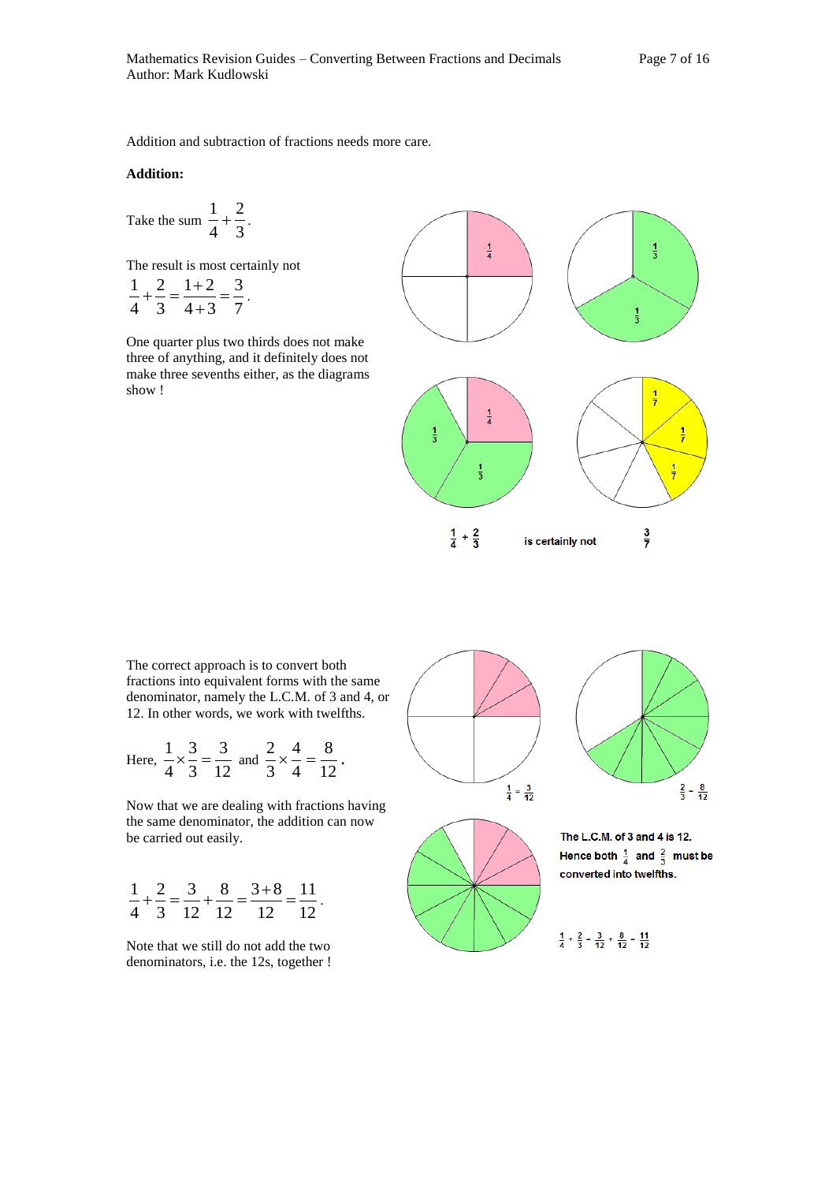Addition and subtraction of fractions needs more care.

**Addition:**

Take the sum $\frac{1}{4}+\frac{2}{3}$.

The result is most certainly not $\frac{1}{4}+\frac{2}{3}=\frac{1+2}{4+3}=\frac{3}{7}$.

One quarter plus two thirds does not make three of anything, and it definitely does not make three sevenths either, as the diagrams show !

$\frac{1}{4}+\frac{2}{3}$ is certainly not $\frac{3}{7}$

The correct approach is to convert both fractions into equivalent forms with the same denominator, namely the L.C.M. of 3 and 4, or 12. In other words, we work with twelfths.

Here, $\frac{1}{4}\times\frac{3}{3}=\frac{3}{12}$ and $\frac{2}{3}\times\frac{4}{4}=\frac{8}{12}$.

Now that we are dealing with fractions having the same denominator, the addition can now be carried out easily.

$$\frac{1}{4}+\frac{2}{3}=\frac{3}{12}+\frac{8}{12}=\frac{3+8}{12}=\frac{11}{12}.$$

Note that we still do not add the two denominators, i.e. the 12s, together !

$\frac{1}{4}=\frac{3}{12}$ $\quad$ $\frac{2}{3}=\frac{8}{12}$

The L.C.M. of 3 and 4 is 12. Hence both $\frac{1}{4}$ and $\frac{2}{3}$ must be converted into twelfths.

$\frac{1}{4}+\frac{2}{3}=\frac{3}{12}+\frac{8}{12}=\frac{11}{12}$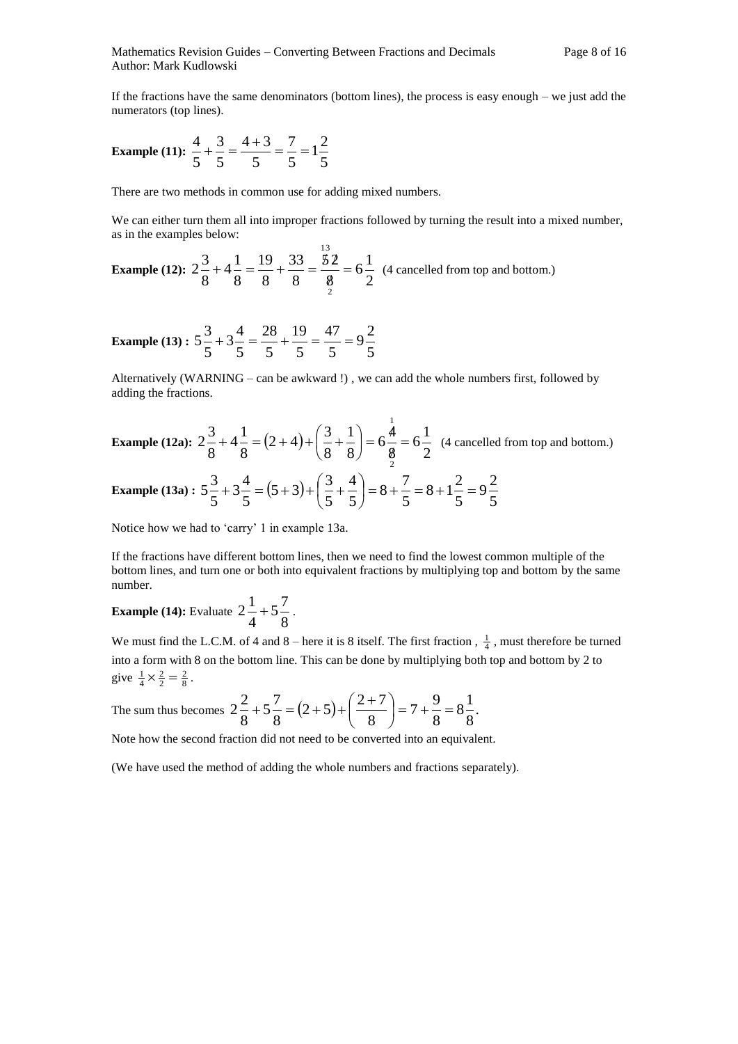If the fractions have the same denominators (bottom lines), the process is easy enough – we just add the numerators (top lines).

**Example (11):** $\frac{4}{5}+\frac{3}{5}=\frac{4+3}{5}=\frac{7}{5}=1\frac{2}{5}$

There are two methods in common use for adding mixed numbers.

We can either turn them all into improper fractions followed by turning the result into a mixed number, as in the examples below:

**Example (12):** $2\frac{3}{8}+4\frac{1}{8}=\frac{19}{8}+\frac{33}{8}=\frac{\overset{13}{\cancel{52}}}{\underset{2}{\cancel{8}}}=6\frac{1}{2}$ (4 cancelled from top and bottom.)

**Example (13) :** $5\frac{3}{5}+3\frac{4}{5}=\frac{28}{5}+\frac{19}{5}=\frac{47}{5}=9\frac{2}{5}$

Alternatively (WARNING – can be awkward !) , we can add the whole numbers first, followed by adding the fractions.

**Example (12a):** $2\frac{3}{8}+4\frac{1}{8}=(2+4)+\left(\frac{3}{8}+\frac{1}{8}\right)=6\frac{\overset{1}{\cancel{4}}}{\underset{2}{\cancel{8}}}=6\frac{1}{2}$ (4 cancelled from top and bottom.)

**Example (13a) :** $5\frac{3}{5}+3\frac{4}{5}=(5+3)+\left(\frac{3}{5}+\frac{4}{5}\right)=8+\frac{7}{5}=8+1\frac{2}{5}=9\frac{2}{5}$

Notice how we had to 'carry' 1 in example 13a.

If the fractions have different bottom lines, then we need to find the lowest common multiple of the bottom lines, and turn one or both into equivalent fractions by multiplying top and bottom by the same number.

**Example (14):** Evaluate $2\frac{1}{4}+5\frac{7}{8}$.

We must find the L.C.M. of 4 and 8 – here it is 8 itself. The first fraction , $\frac{1}{4}$ , must therefore be turned into a form with 8 on the bottom line. This can be done by multiplying both top and bottom by 2 to give $\frac{1}{4}\times\frac{2}{2}=\frac{2}{8}$.

The sum thus becomes $2\frac{2}{8}+5\frac{7}{8}=(2+5)+\left(\frac{2+7}{8}\right)=7+\frac{9}{8}=8\frac{1}{8}.$

Note how the second fraction did not need to be converted into an equivalent.

(We have used the method of adding the whole numbers and fractions separately).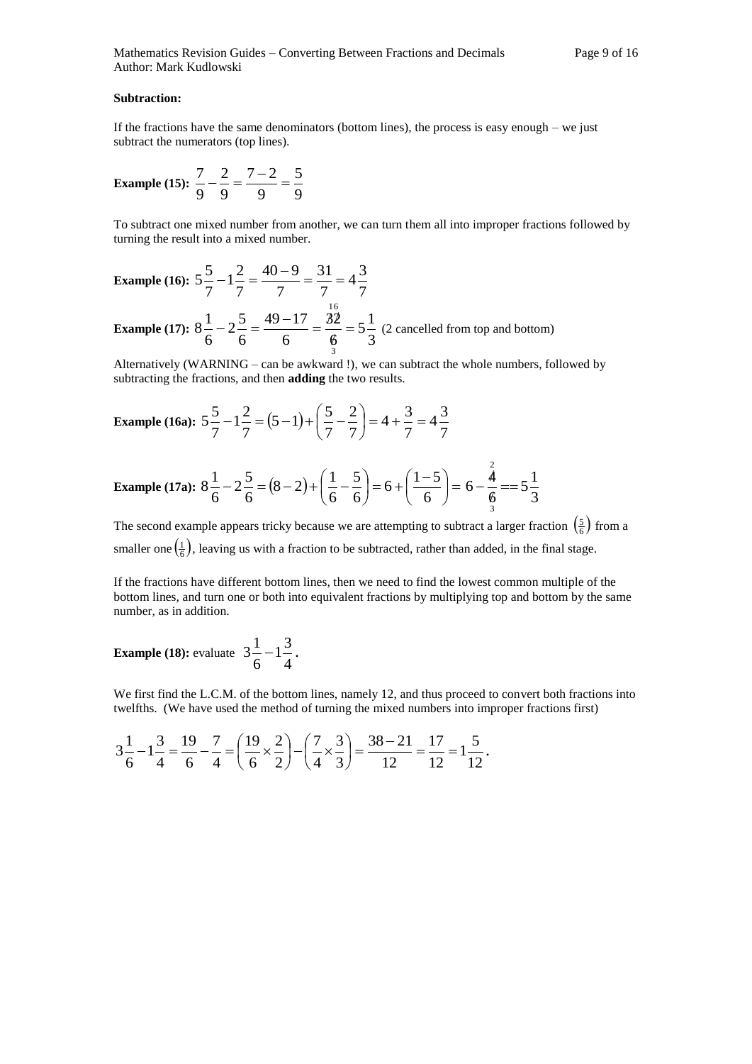**Subtraction:**

If the fractions have the same denominators (bottom lines), the process is easy enough – we just subtract the numerators (top lines).

**Example (15):** $\frac{7}{9}-\frac{2}{9}=\frac{7-2}{9}=\frac{5}{9}$

To subtract one mixed number from another, we can turn them all into improper fractions followed by turning the result into a mixed number.

**Example (16):** $5\frac{5}{7}-1\frac{2}{7}=\frac{40-9}{7}=\frac{31}{7}=4\frac{3}{7}$

**Example (17):** $8\frac{1}{6}-2\frac{5}{6}=\frac{49-17}{6}=\frac{\cancelto{16}{32}}{\cancelto{3}{6}}=5\frac{1}{3}$ (2 cancelled from top and bottom)

Alternatively (WARNING – can be awkward !), we can subtract the whole numbers, followed by subtracting the fractions, and then **adding** the two results.

**Example (16a):** $5\frac{5}{7}-1\frac{2}{7}=(5-1)+\left(\frac{5}{7}-\frac{2}{7}\right)=4+\frac{3}{7}=4\frac{3}{7}$

**Example (17a):** $8\frac{1}{6}-2\frac{5}{6}=(8-2)+\left(\frac{1}{6}-\frac{5}{6}\right)=6+\left(\frac{1-5}{6}\right)=6-\frac{\cancelto{2}{4}}{\cancelto{3}{6}}==5\frac{1}{3}$

The second example appears tricky because we are attempting to subtract a larger fraction $\left(\frac{5}{6}\right)$ from a smaller one $\left(\frac{1}{6}\right)$, leaving us with a fraction to be subtracted, rather than added, in the final stage.

If the fractions have different bottom lines, then we need to find the lowest common multiple of the bottom lines, and turn one or both into equivalent fractions by multiplying top and bottom by the same number, as in addition.

**Example (18):** evaluate $3\frac{1}{6}-1\frac{3}{4}$.

We first find the L.C.M. of the bottom lines, namely 12, and thus proceed to convert both fractions into twelfths. (We have used the method of turning the mixed numbers into improper fractions first)

$$3\frac{1}{6}-1\frac{3}{4}=\frac{19}{6}-\frac{7}{4}=\left(\frac{19}{6}\times\frac{2}{2}\right)-\left(\frac{7}{4}\times\frac{3}{3}\right)=\frac{38-21}{12}=\frac{17}{12}=1\frac{5}{12}.$$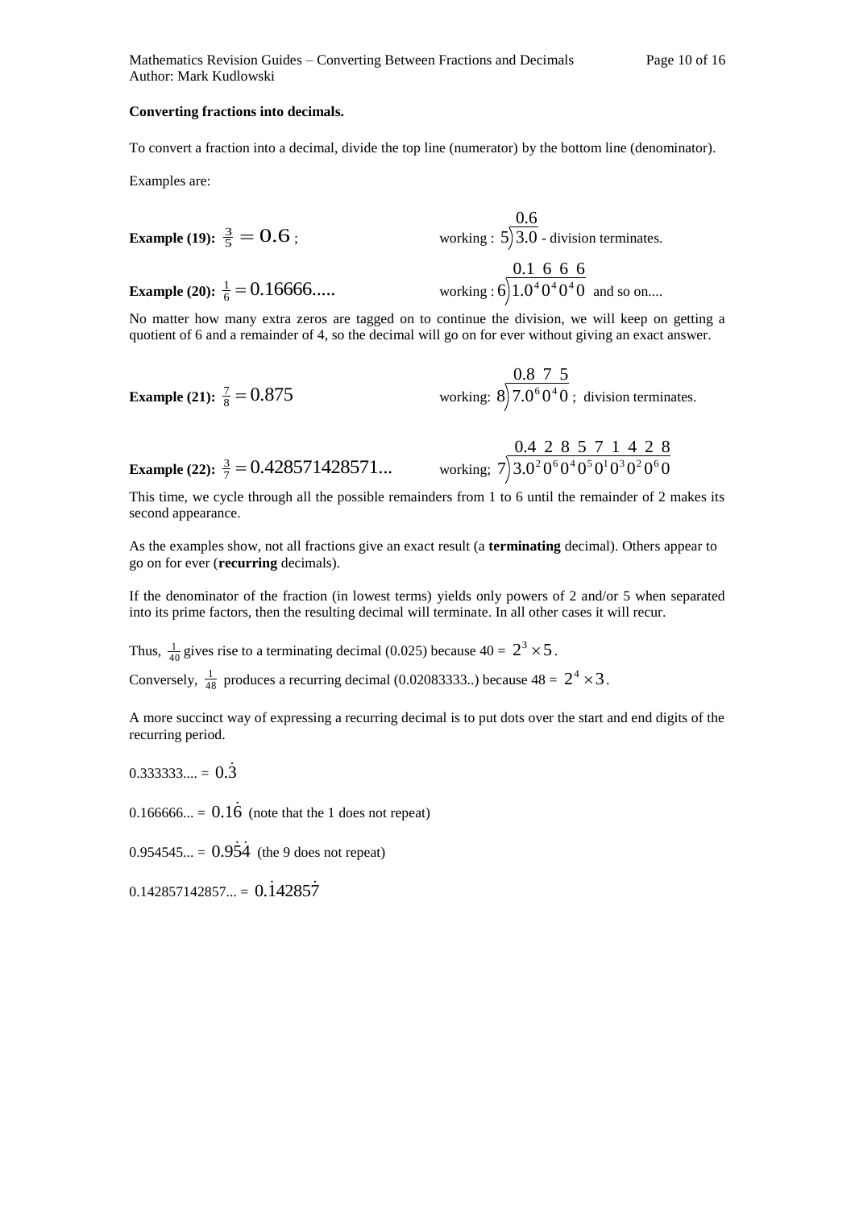**Converting fractions into decimals.**

To convert a fraction into a decimal, divide the top line (numerator) by the bottom line (denominator).

Examples are:

**Example (19):** $\frac{3}{5} = 0.6$ ; working : $5\overline{)3.0}$ giving $0.6$ - division terminates.

**Example (20):** $\frac{1}{6} = 0.16666.....$ working : $6\overline{)1.0^40^40^40}$ giving $0.1\;6\;6\;6$ and so on....

No matter how many extra zeros are tagged on to continue the division, we will keep on getting a quotient of 6 and a remainder of 4, so the decimal will go on for ever without giving an exact answer.

**Example (21):** $\frac{7}{8} = 0.875$ working: $8\overline{)7.0^60^40}$ giving $0.8\;7\;5$ ; division terminates.

**Example (22):** $\frac{3}{7} = 0.428571428571...$ working; $7\overline{)3.0^20^60^40^50^10^30^20^60}$ giving $0.4\;2\;8\;5\;7\;1\;4\;2\;8$

This time, we cycle through all the possible remainders from 1 to 6 until the remainder of 2 makes its second appearance.

As the examples show, not all fractions give an exact result (a **terminating** decimal). Others appear to go on for ever (**recurring** decimals).

If the denominator of the fraction (in lowest terms) yields only powers of 2 and/or 5 when separated into its prime factors, then the resulting decimal will terminate. In all other cases it will recur.

Thus, $\frac{1}{40}$ gives rise to a terminating decimal (0.025) because 40 = $2^3 \times 5$.

Conversely, $\frac{1}{48}$ produces a recurring decimal (0.02083333..) because 48 = $2^4 \times 3$.

A more succinct way of expressing a recurring decimal is to put dots over the start and end digits of the recurring period.

0.333333.... = $0.\dot{3}$

0.166666... = $0.1\dot{6}$ (note that the 1 does not repeat)

0.954545... = $0.9\dot{5}\dot{4}$ (the 9 does not repeat)

0.142857142857... = $0.\dot{1}4285\dot{7}$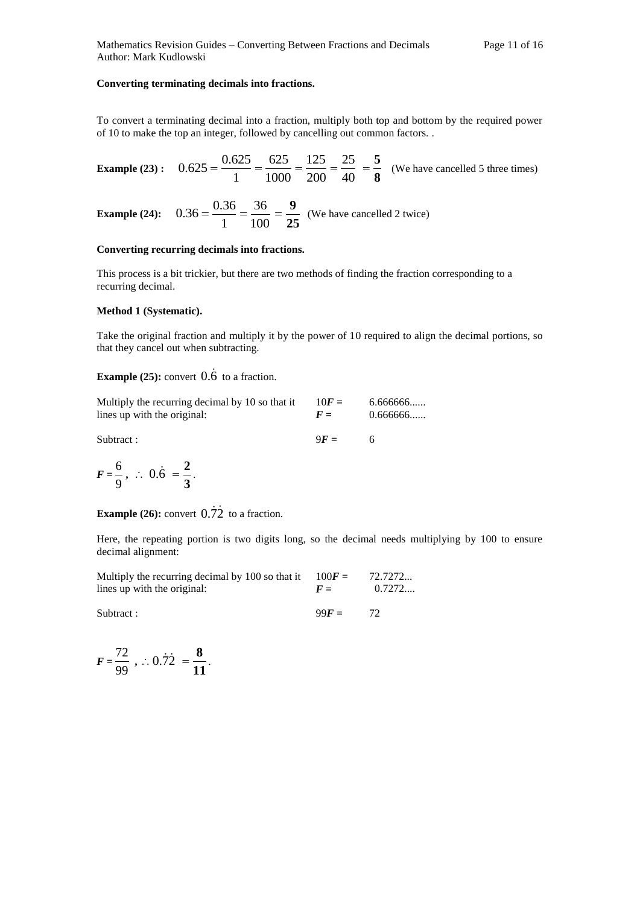**Converting terminating decimals into fractions.**

To convert a terminating decimal into a fraction, multiply both top and bottom by the required power of 10 to make the top an integer, followed by cancelling out common factors. .

**Example (23) :** $0.625 = \frac{0.625}{1} = \frac{625}{1000} = \frac{125}{200} = \frac{25}{40} = \mathbf{\frac{5}{8}}$ (We have cancelled 5 three times)

**Example (24):** $0.36 = \frac{0.36}{1} = \frac{36}{100} = \mathbf{\frac{9}{25}}$ (We have cancelled 2 twice)

**Converting recurring decimals into fractions.**

This process is a bit trickier, but there are two methods of finding the fraction corresponding to a recurring decimal.

**Method 1 (Systematic).**

Take the original fraction and multiply it by the power of 10 required to align the decimal portions, so that they cancel out when subtracting.

**Example (25):** convert $0.\dot{6}$ to a fraction.

| | | |
|---|---|---|
| Multiply the recurring decimal by 10 so that it lines up with the original: | $10F =$ <br> $F =$ | 6.666666...... <br> 0.666666...... |
| Subtract : | $9F =$ | 6 |

$F = \frac{6}{9}$, $\therefore\ 0.\dot{6} = \mathbf{\frac{2}{3}}$.

**Example (26):** convert $0.\dot{7}\dot{2}$ to a fraction.

Here, the repeating portion is two digits long, so the decimal needs multiplying by 100 to ensure decimal alignment:

| | | |
|---|---|---|
| Multiply the recurring decimal by 100 so that it lines up with the original: | $100F =$ <br> $F =$ | 72.7272... <br> 0.7272.... |
| Subtract : | $99F =$ | 72 |

$F = \frac{72}{99}$ , $\therefore 0.\dot{7}\dot{2} = \mathbf{\frac{8}{11}}$.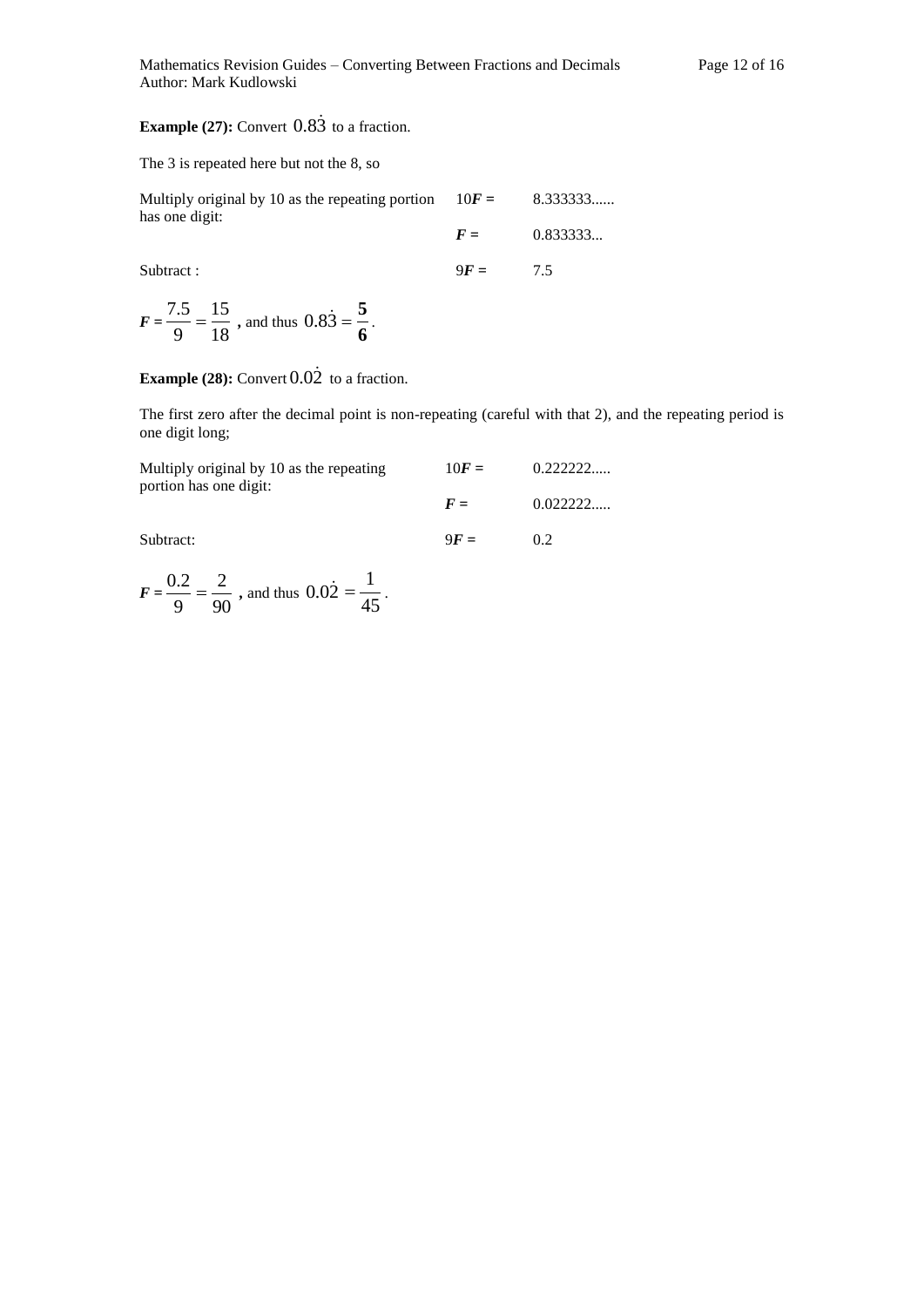**Example (27):** Convert $0.8\dot{3}$ to a fraction.

The 3 is repeated here but not the 8, so

| | | |
|---|---|---|
| Multiply original by 10 as the repeating portion has one digit: | $10\boldsymbol{F}$ = | 8.333333...... |
| | $\boldsymbol{F}$ = | 0.833333... |
| Subtract : | $9\boldsymbol{F}$ = | 7.5 |

$\boldsymbol{F} = \frac{7.5}{9} = \frac{15}{18}$ **,** and thus $0.8\dot{3} = \mathbf{\frac{5}{6}}$.

**Example (28):** Convert $0.0\dot{2}$ to a fraction.

The first zero after the decimal point is non-repeating (careful with that 2), and the repeating period is one digit long;

| | | |
|---|---|---|
| Multiply original by 10 as the repeating portion has one digit: | $10\boldsymbol{F}$ = | 0.222222..... |
| | $\boldsymbol{F}$ = | 0.022222..... |
| Subtract: | $9\boldsymbol{F}$ = | 0.2 |

$\boldsymbol{F} = \frac{0.2}{9} = \frac{2}{90}$ **,** and thus $0.0\dot{2} = \frac{1}{45}$.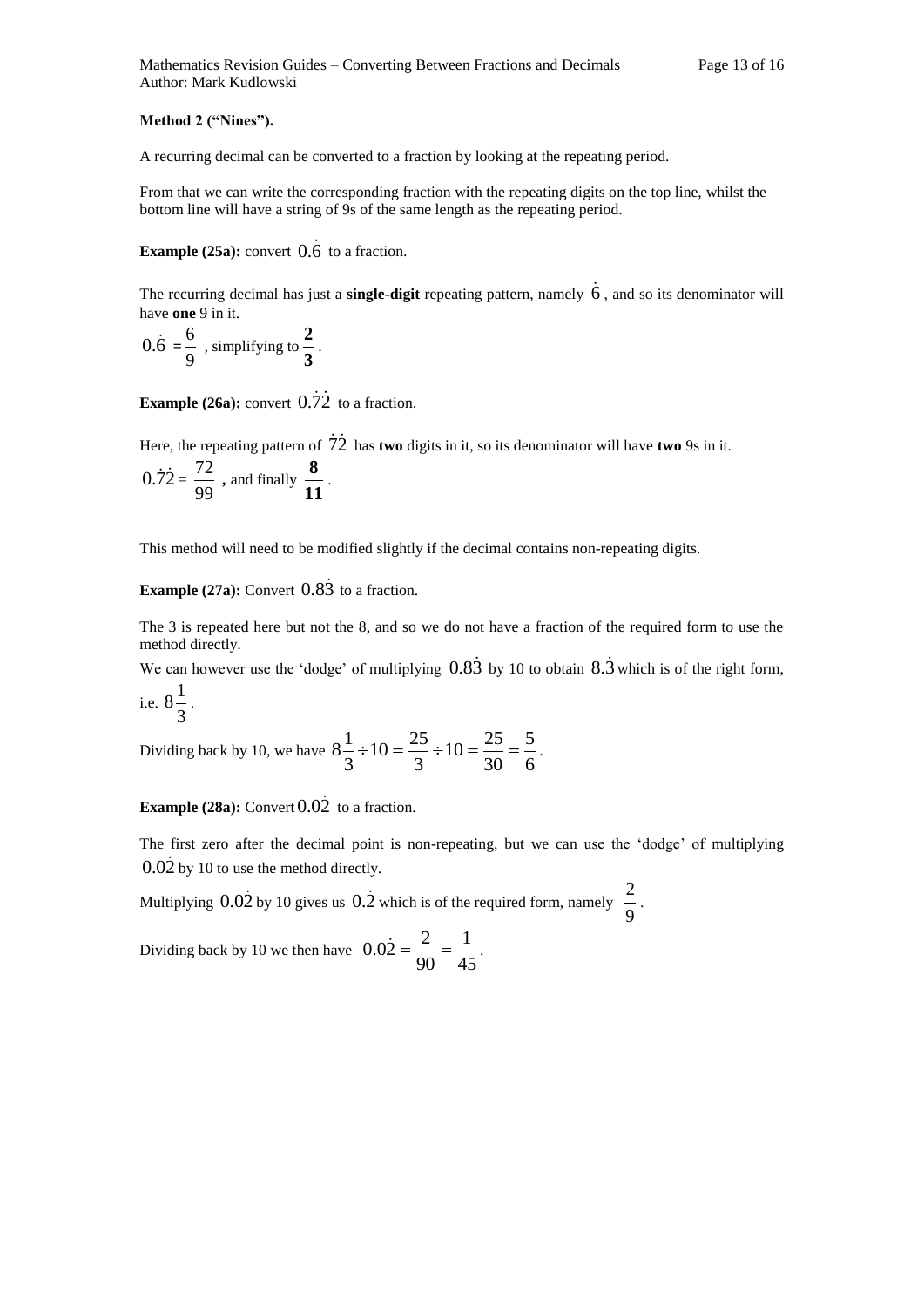**Method 2 ("Nines").**

A recurring decimal can be converted to a fraction by looking at the repeating period.

From that we can write the corresponding fraction with the repeating digits on the top line, whilst the bottom line will have a string of 9s of the same length as the repeating period.

**Example (25a):** convert $0.\dot{6}$ to a fraction.

The recurring decimal has just a **single-digit** repeating pattern, namely $\dot{6}$, and so its denominator will have **one** 9 in it.

$0.\dot{6} = \frac{6}{9}$, simplifying to $\mathbf{\frac{2}{3}}$.

**Example (26a):** convert $0.\dot{7}\dot{2}$ to a fraction.

Here, the repeating pattern of $\dot{7}\dot{2}$ has **two** digits in it, so its denominator will have **two** 9s in it.

$0.\dot{7}\dot{2} = \frac{72}{99}$**,** and finally $\mathbf{\frac{8}{11}}$.

This method will need to be modified slightly if the decimal contains non-repeating digits.

**Example (27a):** Convert $0.8\dot{3}$ to a fraction.

The 3 is repeated here but not the 8, and so we do not have a fraction of the required form to use the method directly.

We can however use the 'dodge' of multiplying $0.8\dot{3}$ by 10 to obtain $8.\dot{3}$ which is of the right form, i.e. $8\frac{1}{3}$.

Dividing back by 10, we have $8\frac{1}{3} \div 10 = \frac{25}{3} \div 10 = \frac{25}{30} = \frac{5}{6}$.

**Example (28a):** Convert $0.0\dot{2}$ to a fraction.

The first zero after the decimal point is non-repeating, but we can use the 'dodge' of multiplying $0.0\dot{2}$ by 10 to use the method directly.

Multiplying $0.0\dot{2}$ by 10 gives us $0.\dot{2}$ which is of the required form, namely $\frac{2}{9}$.

Dividing back by 10 we then have $0.0\dot{2} = \frac{2}{90} = \frac{1}{45}$.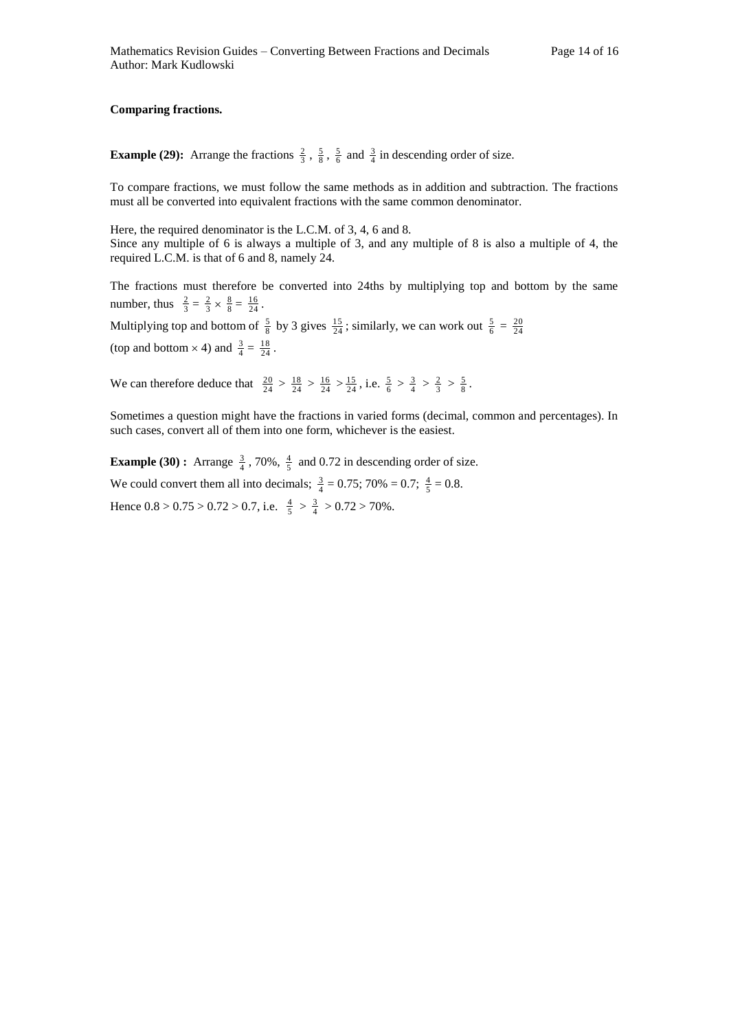**Comparing fractions.**

**Example (29):** Arrange the fractions $\frac{2}{3}$, $\frac{5}{8}$, $\frac{5}{6}$ and $\frac{3}{4}$ in descending order of size.

To compare fractions, we must follow the same methods as in addition and subtraction. The fractions must all be converted into equivalent fractions with the same common denominator.

Here, the required denominator is the L.C.M. of 3, 4, 6 and 8.
Since any multiple of 6 is always a multiple of 3, and any multiple of 8 is also a multiple of 4, the required L.C.M. is that of 6 and 8, namely 24.

The fractions must therefore be converted into 24ths by multiplying top and bottom by the same number, thus $\frac{2}{3} = \frac{2}{3} \times \frac{8}{8} = \frac{16}{24}$.

Multiplying top and bottom of $\frac{5}{8}$ by 3 gives $\frac{15}{24}$; similarly, we can work out $\frac{5}{6} = \frac{20}{24}$ (top and bottom $\times$ 4) and $\frac{3}{4} = \frac{18}{24}$.

We can therefore deduce that $\frac{20}{24} > \frac{18}{24} > \frac{16}{24} > \frac{15}{24}$, i.e. $\frac{5}{6} > \frac{3}{4} > \frac{2}{3} > \frac{5}{8}$.

Sometimes a question might have the fractions in varied forms (decimal, common and percentages). In such cases, convert all of them into one form, whichever is the easiest.

**Example (30) :** Arrange $\frac{3}{4}$, 70%, $\frac{4}{5}$ and 0.72 in descending order of size.

We could convert them all into decimals; $\frac{3}{4} = 0.75$; 70% = 0.7; $\frac{4}{5} = 0.8$.

Hence $0.8 > 0.75 > 0.72 > 0.7$, i.e. $\frac{4}{5} > \frac{3}{4} > 0.72 > 70\%$.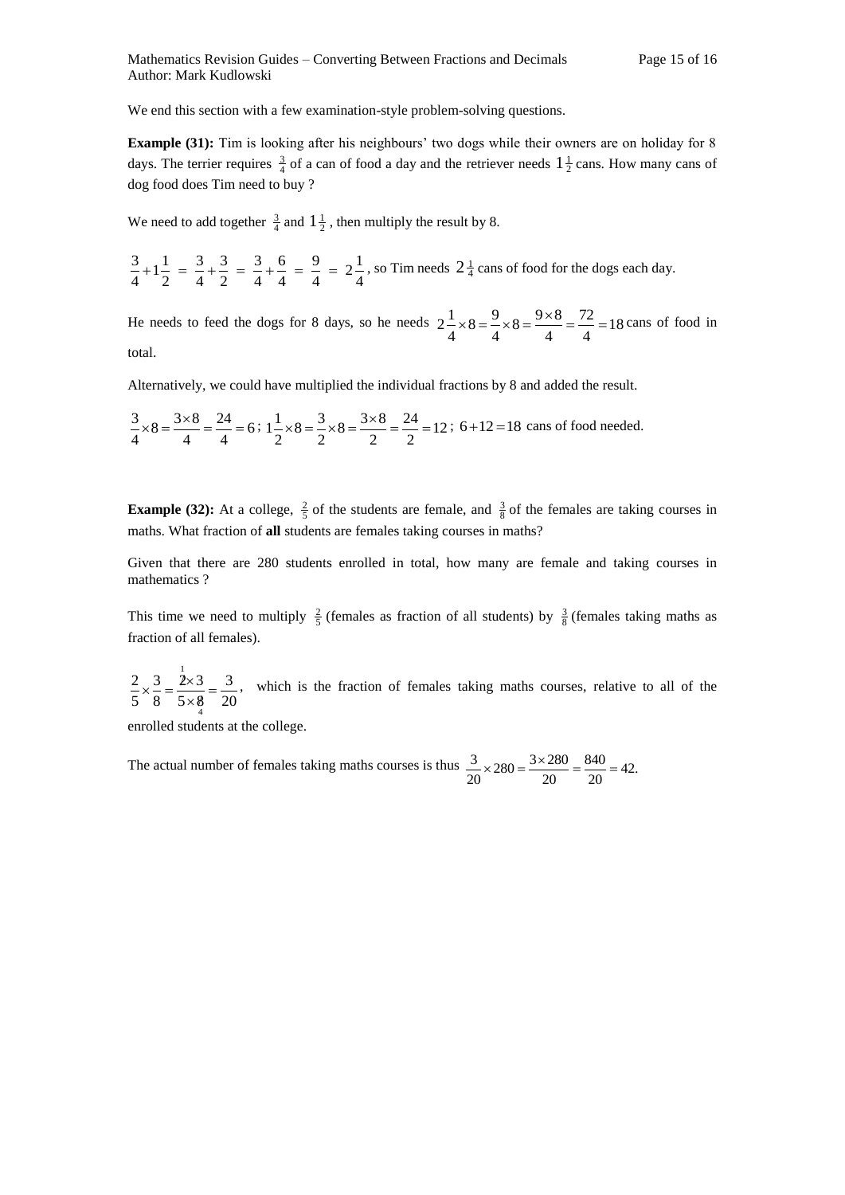We end this section with a few examination-style problem-solving questions.

**Example (31):** Tim is looking after his neighbours' two dogs while their owners are on holiday for 8 days. The terrier requires $\frac{3}{4}$ of a can of food a day and the retriever needs $1\frac{1}{2}$ cans. How many cans of dog food does Tim need to buy ?

We need to add together $\frac{3}{4}$ and $1\frac{1}{2}$ , then multiply the result by 8.

$\frac{3}{4}+1\frac{1}{2} = \frac{3}{4}+\frac{3}{2} = \frac{3}{4}+\frac{6}{4} = \frac{9}{4} = 2\frac{1}{4}$, so Tim needs $2\frac{1}{4}$ cans of food for the dogs each day.

He needs to feed the dogs for 8 days, so he needs $2\frac{1}{4}\times 8 = \frac{9}{4}\times 8 = \frac{9\times 8}{4} = \frac{72}{4} = 18$ cans of food in total.

Alternatively, we could have multiplied the individual fractions by 8 and added the result.

$\frac{3}{4}\times 8 = \frac{3\times 8}{4} = \frac{24}{4} = 6$; $1\frac{1}{2}\times 8 = \frac{3}{2}\times 8 = \frac{3\times 8}{2} = \frac{24}{2} = 12$; $6+12=18$ cans of food needed.

**Example (32):** At a college, $\frac{2}{5}$ of the students are female, and $\frac{3}{8}$ of the females are taking courses in maths. What fraction of **all** students are females taking courses in maths?

Given that there are 280 students enrolled in total, how many are female and taking courses in mathematics ?

This time we need to multiply $\frac{2}{5}$ (females as fraction of all students) by $\frac{3}{8}$ (females taking maths as fraction of all females).

$\frac{2}{5}\times\frac{3}{8} = \frac{\overset{1}{\cancel{2}}\times 3}{5\times\underset{4}{\cancel{8}}} = \frac{3}{20}$, which is the fraction of females taking maths courses, relative to all of the enrolled students at the college.

The actual number of females taking maths courses is thus $\frac{3}{20}\times 280 = \frac{3\times 280}{20} = \frac{840}{20} = 42$.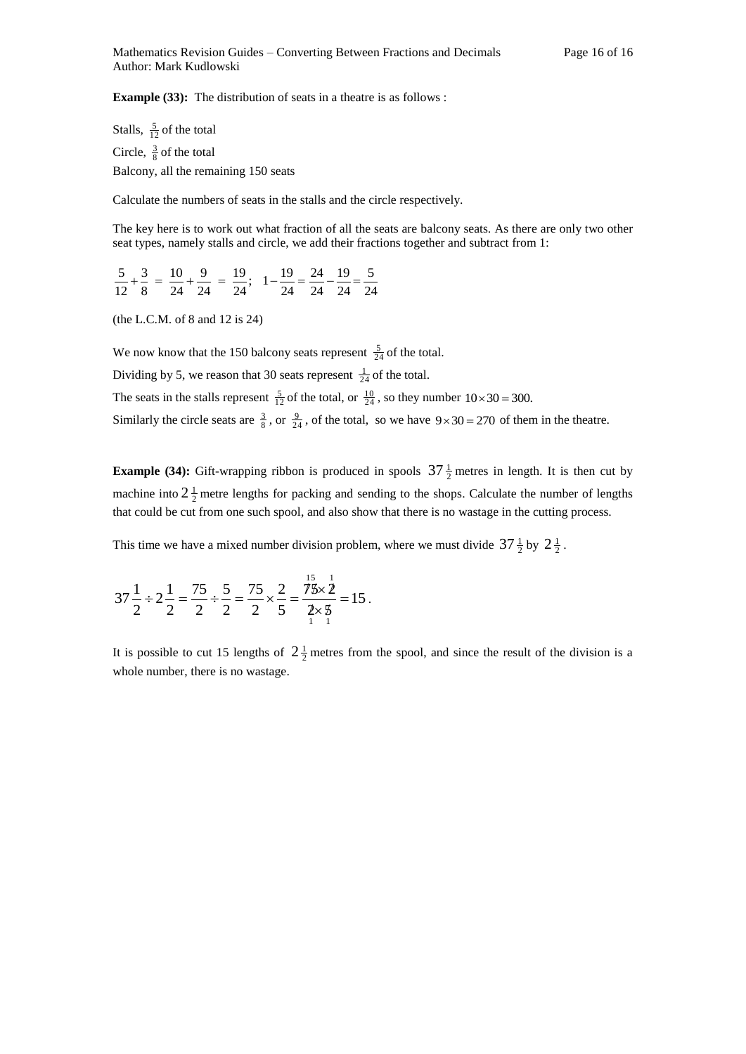**Example (33):** The distribution of seats in a theatre is as follows :

Stalls, $\frac{5}{12}$ of the total

Circle, $\frac{3}{8}$ of the total

Balcony, all the remaining 150 seats

Calculate the numbers of seats in the stalls and the circle respectively.

The key here is to work out what fraction of all the seats are balcony seats. As there are only two other seat types, namely stalls and circle, we add their fractions together and subtract from 1:

$$\frac{5}{12}+\frac{3}{8} = \frac{10}{24}+\frac{9}{24} = \frac{19}{24}; \quad 1-\frac{19}{24}=\frac{24}{24}-\frac{19}{24}=\frac{5}{24}$$

(the L.C.M. of 8 and 12 is 24)

We now know that the 150 balcony seats represent $\frac{5}{24}$ of the total.

Dividing by 5, we reason that 30 seats represent $\frac{1}{24}$ of the total.

The seats in the stalls represent $\frac{5}{12}$ of the total, or $\frac{10}{24}$, so they number $10 \times 30 = 300$.

Similarly the circle seats are $\frac{3}{8}$, or $\frac{9}{24}$, of the total, so we have $9 \times 30 = 270$ of them in the theatre.

**Example (34):** Gift-wrapping ribbon is produced in spools $37\frac{1}{2}$ metres in length. It is then cut by machine into $2\frac{1}{2}$ metre lengths for packing and sending to the shops. Calculate the number of lengths that could be cut from one such spool, and also show that there is no wastage in the cutting process.

This time we have a mixed number division problem, where we must divide $37\frac{1}{2}$ by $2\frac{1}{2}$.

$$37\frac{1}{2} \div 2\frac{1}{2} = \frac{75}{2} \div \frac{5}{2} = \frac{75}{2} \times \frac{2}{5} = \frac{\overset{15}{\cancel{75}} \times \overset{1}{\cancel{2}}}{\underset{1}{\cancel{2}} \times \underset{1}{\cancel{5}}} = 15.$$

It is possible to cut 15 lengths of $2\frac{1}{2}$ metres from the spool, and since the result of the division is a whole number, there is no wastage.